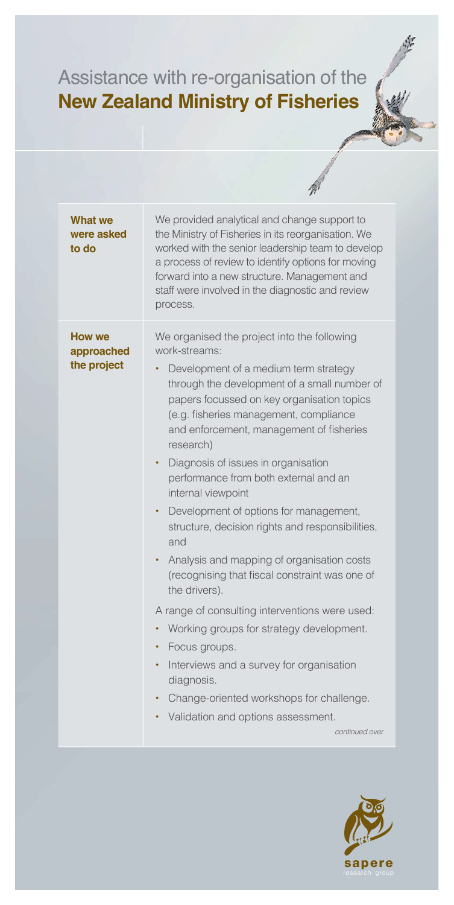# Assistance with re-organisation of the **New Zealand Ministry of Fisheries**

| | |
|---|---|
| **What we were asked to do** | We provided analytical and change support to the Ministry of Fisheries in its reorganisation. We worked with the senior leadership team to develop a process of review to identify options for moving forward into a new structure. Management and staff were involved in the diagnostic and review process. |
| **How we approached the project** | We organised the project into the following work-streams:<br>• Development of a medium term strategy through the development of a small number of papers focussed on key organisation topics (e.g. fisheries management, compliance and enforcement, management of fisheries research)<br>• Diagnosis of issues in organisation performance from both external and an internal viewpoint<br>• Development of options for management, structure, decision rights and responsibilities, and<br>• Analysis and mapping of organisation costs (recognising that fiscal constraint was one of the drivers).<br><br>A range of consulting interventions were used:<br>• Working groups for strategy development.<br>• Focus groups.<br>• Interviews and a survey for organisation diagnosis.<br>• Change-oriented workshops for challenge.<br>• Validation and options assessment.<br><br>*continued over* |

sapere
research group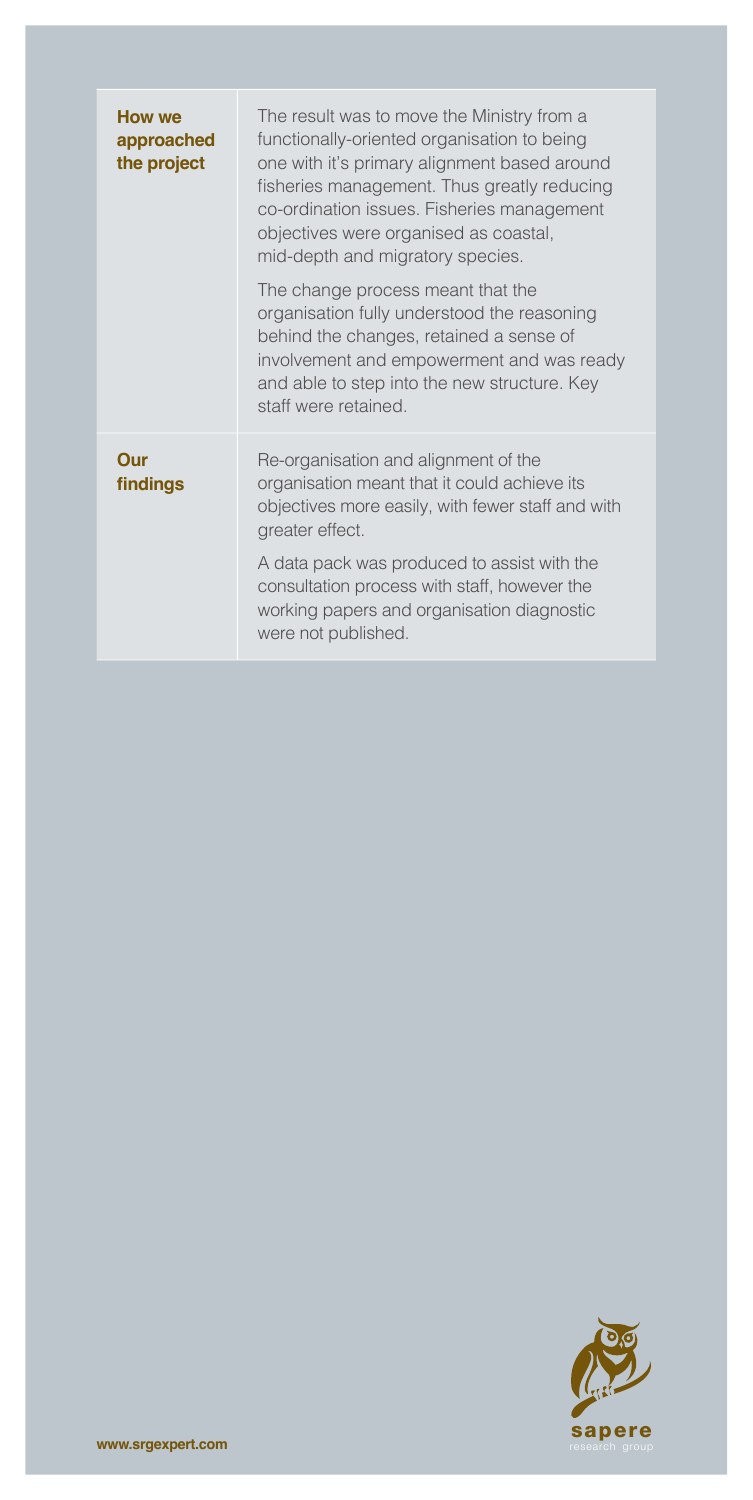| | |
|---|---|
| **How we approached the project** | The result was to move the Ministry from a functionally-oriented organisation to being one with it's primary alignment based around fisheries management. Thus greatly reducing co-ordination issues. Fisheries management objectives were organised as coastal, mid-depth and migratory species.<br><br>The change process meant that the organisation fully understood the reasoning behind the changes, retained a sense of involvement and empowerment and was ready and able to step into the new structure. Key staff were retained. |
| **Our findings** | Re-organisation and alignment of the organisation meant that it could achieve its objectives more easily, with fewer staff and with greater effect.<br><br>A data pack was produced to assist with the consultation process with staff, however the working papers and organisation diagnostic were not published. |

**www.srgexpert.com**

sapere
research group